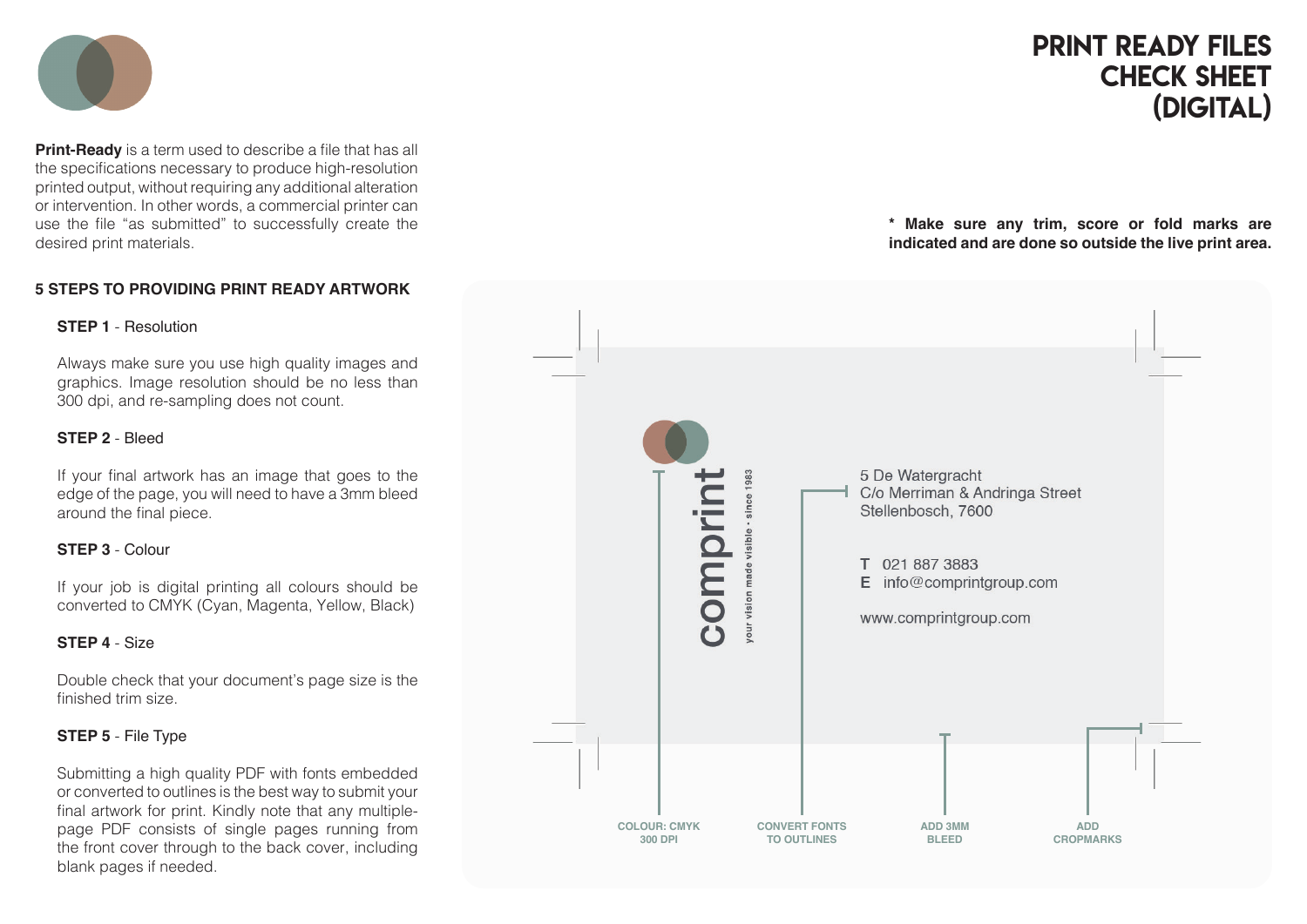# PRINT READY FILES CHECK SHEET (DIGITAL)

**Print-Ready** is a term used to describe a file that has all the specifications necessary to produce high-resolution printed output, without requiring any additional alteration or intervention. In other words, a commercial printer can use the file "as submitted" to successfully create the desired print materials.

**5 STEPS TO PROVIDING PRINT READY ARTWORK**

**STEP 1** - Resolution

Always make sure you use high quality images and graphics. Image resolution should be no less than 300 dpi, and re-sampling does not count.

**STEP 2** - Bleed

If your final artwork has an image that goes to the edge of the page, you will need to have a 3mm bleed around the final piece.

**STEP 3** - Colour

If your job is digital printing all colours should be converted to CMYK (Cyan, Magenta, Yellow, Black)

**STEP 4** - Size

Double check that your document's page size is the finished trim size.

**STEP 5** - File Type

Submitting a high quality PDF with fonts embedded or converted to outlines is the best way to submit your final artwork for print. Kindly note that any multiple-page PDF consists of single pages running from the front cover through to the back cover, including blank pages if needed.

**\* Make sure any trim, score or fold marks are indicated and are done so outside the live print area.**

comprint

your vision made visible • since 1983

5 De Watergracht
C/o Merriman & Andringa Street
Stellenbosch, 7600

T 021 887 3883
E info@comprintgroup.com

www.comprintgroup.com

COLOUR: CMYK 300 DPI

CONVERT FONTS TO OUTLINES

ADD 3MM BLEED

ADD CROPMARKS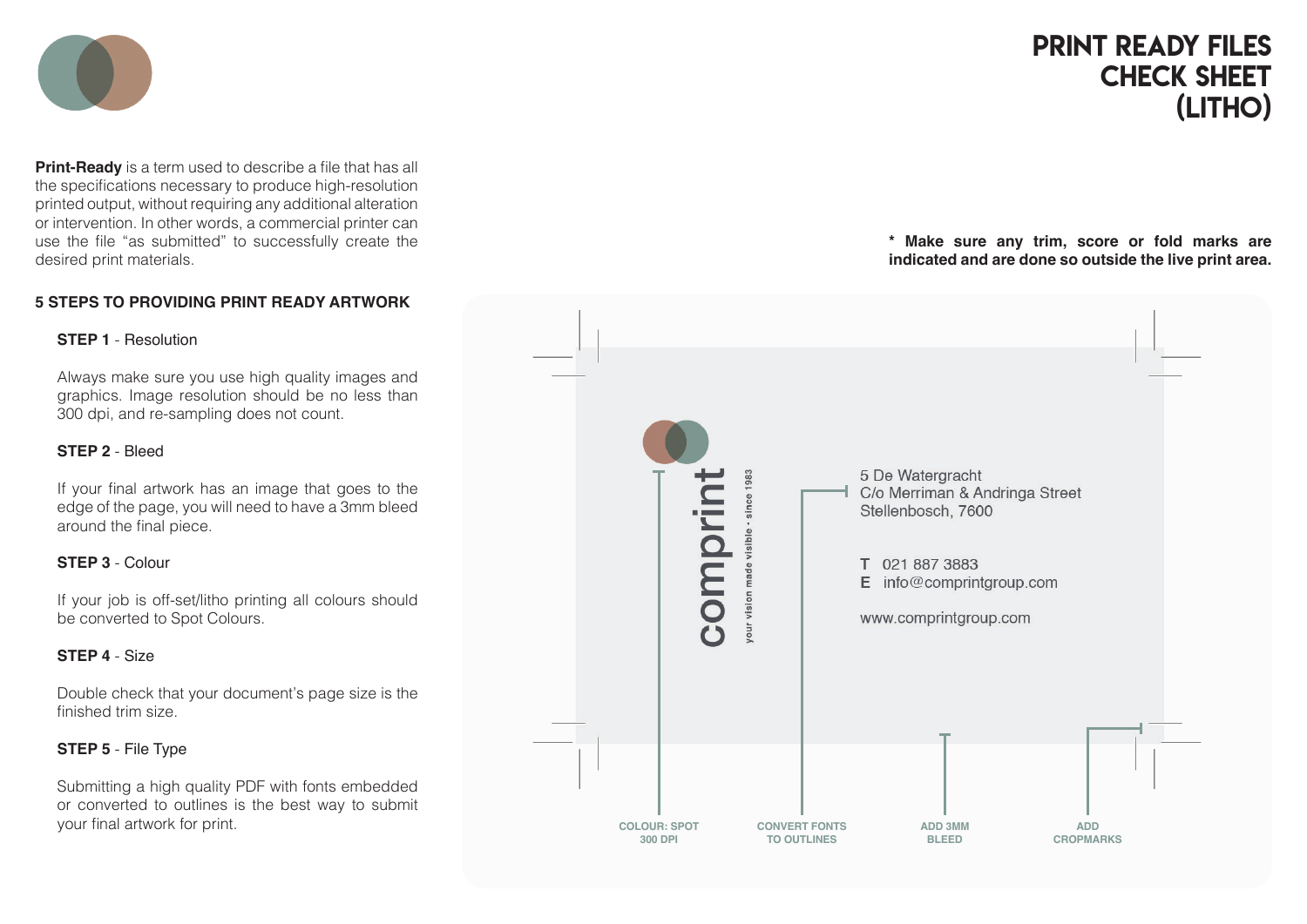# PRINT READY FILES CHECK SHEET (LITHO)

**Print-Ready** is a term used to describe a file that has all the specifications necessary to produce high-resolution printed output, without requiring any additional alteration or intervention. In other words, a commercial printer can use the file "as submitted" to successfully create the desired print materials.

## 5 STEPS TO PROVIDING PRINT READY ARTWORK

**STEP 1** - Resolution

Always make sure you use high quality images and graphics. Image resolution should be no less than 300 dpi, and re-sampling does not count.

**STEP 2** - Bleed

If your final artwork has an image that goes to the edge of the page, you will need to have a 3mm bleed around the final piece.

**STEP 3** - Colour

If your job is off-set/litho printing all colours should be converted to Spot Colours.

**STEP 4** - Size

Double check that your document's page size is the finished trim size.

**STEP 5** - File Type

Submitting a high quality PDF with fonts embedded or converted to outlines is the best way to submit your final artwork for print.

**\* Make sure any trim, score or fold marks are indicated and are done so outside the live print area.**

comprint

your vision made visible • since 1983

5 De Watergracht
C/o Merriman & Andringa Street
Stellenbosch, 7600

T 021 887 3883
E info@comprintgroup.com

www.comprintgroup.com

COLOUR: SPOT
300 DPI

CONVERT FONTS
TO OUTLINES

ADD 3MM
BLEED

ADD
CROPMARKS